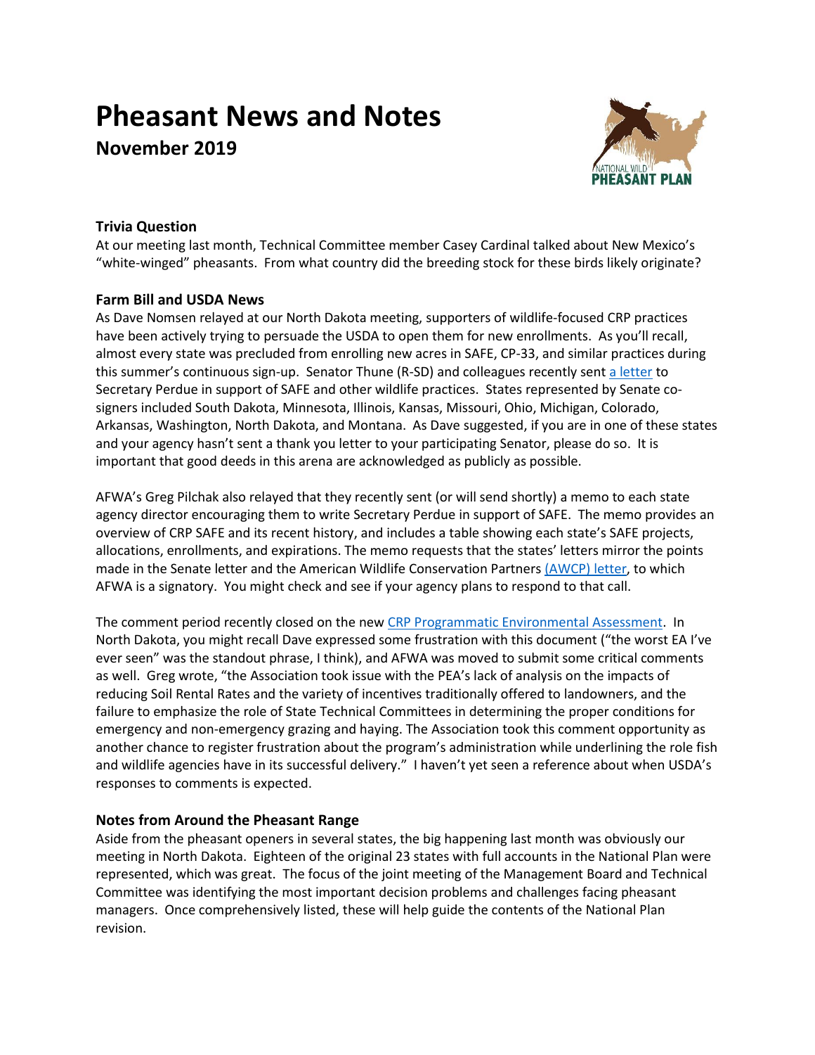# Pheasant News and Notes

## November 2019

### Trivia Question

At our meeting last month, Technical Committee member Casey Cardinal talked about New Mexico's "white-winged" pheasants. From what country did the breeding stock for these birds likely originate?

### Farm Bill and USDA News

As Dave Nomsen relayed at our North Dakota meeting, supporters of wildlife-focused CRP practices have been actively trying to persuade the USDA to open them for new enrollments. As you'll recall, almost every state was precluded from enrolling new acres in SAFE, CP-33, and similar practices during this summer's continuous sign-up. Senator Thune (R-SD) and colleagues recently sent a letter to Secretary Perdue in support of SAFE and other wildlife practices. States represented by Senate co-signers included South Dakota, Minnesota, Illinois, Kansas, Missouri, Ohio, Michigan, Colorado, Arkansas, Washington, North Dakota, and Montana. As Dave suggested, if you are in one of these states and your agency hasn't sent a thank you letter to your participating Senator, please do so. It is important that good deeds in this arena are acknowledged as publicly as possible.

AFWA's Greg Pilchak also relayed that they recently sent (or will send shortly) a memo to each state agency director encouraging them to write Secretary Perdue in support of SAFE. The memo provides an overview of CRP SAFE and its recent history, and includes a table showing each state's SAFE projects, allocations, enrollments, and expirations. The memo requests that the states' letters mirror the points made in the Senate letter and the American Wildlife Conservation Partners (AWCP) letter, to which AFWA is a signatory. You might check and see if your agency plans to respond to that call.

The comment period recently closed on the new CRP Programmatic Environmental Assessment. In North Dakota, you might recall Dave expressed some frustration with this document ("the worst EA I've ever seen" was the standout phrase, I think), and AFWA was moved to submit some critical comments as well. Greg wrote, "the Association took issue with the PEA's lack of analysis on the impacts of reducing Soil Rental Rates and the variety of incentives traditionally offered to landowners, and the failure to emphasize the role of State Technical Committees in determining the proper conditions for emergency and non-emergency grazing and haying. The Association took this comment opportunity as another chance to register frustration about the program's administration while underlining the role fish and wildlife agencies have in its successful delivery." I haven't yet seen a reference about when USDA's responses to comments is expected.

### Notes from Around the Pheasant Range

Aside from the pheasant openers in several states, the big happening last month was obviously our meeting in North Dakota. Eighteen of the original 23 states with full accounts in the National Plan were represented, which was great. The focus of the joint meeting of the Management Board and Technical Committee was identifying the most important decision problems and challenges facing pheasant managers. Once comprehensively listed, these will help guide the contents of the National Plan revision.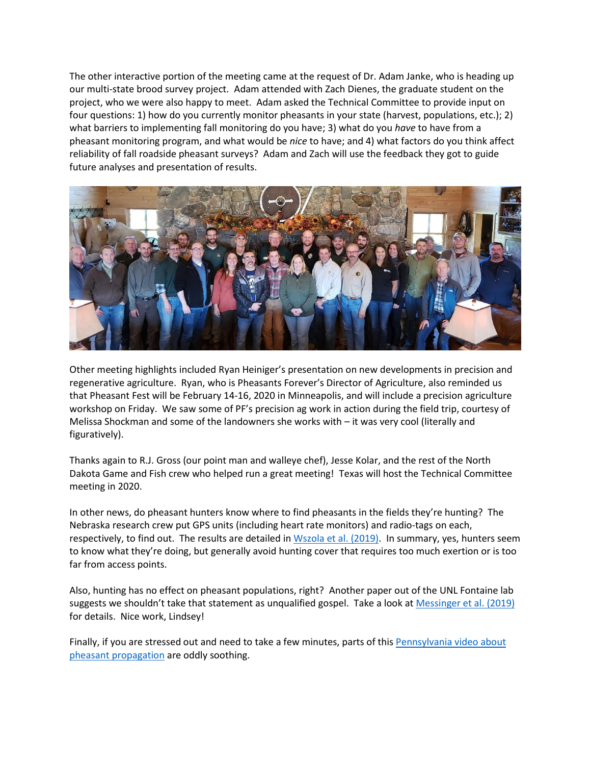The other interactive portion of the meeting came at the request of Dr. Adam Janke, who is heading up our multi-state brood survey project. Adam attended with Zach Dienes, the graduate student on the project, who we were also happy to meet. Adam asked the Technical Committee to provide input on four questions: 1) how do you currently monitor pheasants in your state (harvest, populations, etc.); 2) what barriers to implementing fall monitoring do you have; 3) what do you *have* to have from a pheasant monitoring program, and what would be *nice* to have; and 4) what factors do you think affect reliability of fall roadside pheasant surveys? Adam and Zach will use the feedback they got to guide future analyses and presentation of results.

Other meeting highlights included Ryan Heiniger's presentation on new developments in precision and regenerative agriculture. Ryan, who is Pheasants Forever's Director of Agriculture, also reminded us that Pheasant Fest will be February 14-16, 2020 in Minneapolis, and will include a precision agriculture workshop on Friday. We saw some of PF's precision ag work in action during the field trip, courtesy of Melissa Shockman and some of the landowners she works with – it was very cool (literally and figuratively).

Thanks again to R.J. Gross (our point man and walleye chef), Jesse Kolar, and the rest of the North Dakota Game and Fish crew who helped run a great meeting! Texas will host the Technical Committee meeting in 2020.

In other news, do pheasant hunters know where to find pheasants in the fields they're hunting? The Nebraska research crew put GPS units (including heart rate monitors) and radio-tags on each, respectively, to find out. The results are detailed in Wszola et al. (2019). In summary, yes, hunters seem to know what they're doing, but generally avoid hunting cover that requires too much exertion or is too far from access points.

Also, hunting has no effect on pheasant populations, right? Another paper out of the UNL Fontaine lab suggests we shouldn't take that statement as unqualified gospel. Take a look at Messinger et al. (2019) for details. Nice work, Lindsey!

Finally, if you are stressed out and need to take a few minutes, parts of this Pennsylvania video about pheasant propagation are oddly soothing.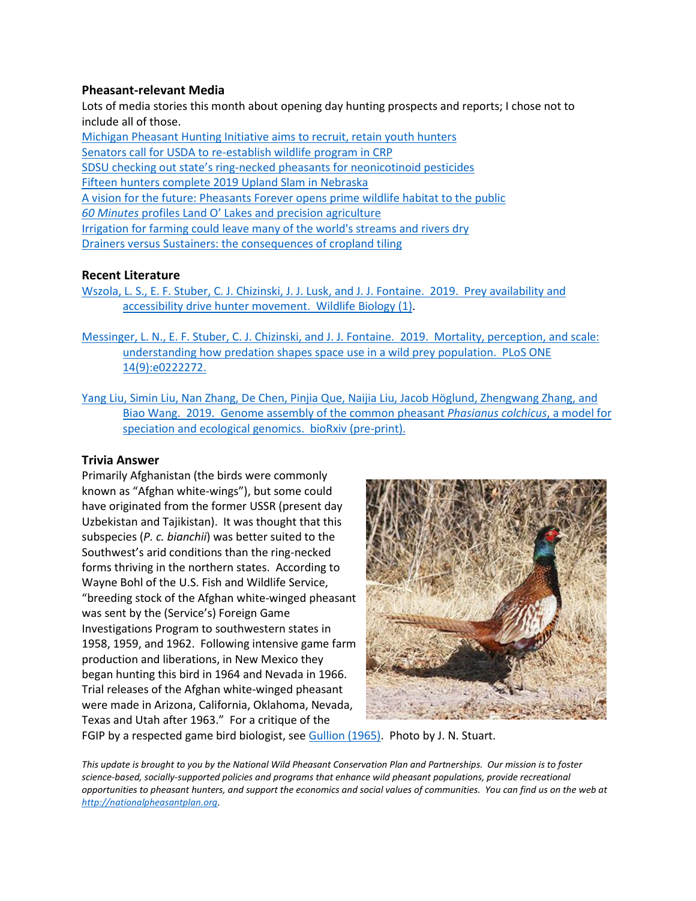### Pheasant-relevant Media

Lots of media stories this month about opening day hunting prospects and reports; I chose not to include all of those.

Michigan Pheasant Hunting Initiative aims to recruit, retain youth hunters

Senators call for USDA to re-establish wildlife program in CRP

SDSU checking out state's ring-necked pheasants for neonicotinoid pesticides

Fifteen hunters complete 2019 Upland Slam in Nebraska

A vision for the future: Pheasants Forever opens prime wildlife habitat to the public

*60 Minutes* profiles Land O' Lakes and precision agriculture

Irrigation for farming could leave many of the world's streams and rivers dry

Drainers versus Sustainers: the consequences of cropland tiling

### Recent Literature

Wszola, L. S., E. F. Stuber, C. J. Chizinski, J. J. Lusk, and J. J. Fontaine. 2019. Prey availability and accessibility drive hunter movement. Wildlife Biology (1).

Messinger, L. N., E. F. Stuber, C. J. Chizinski, and J. J. Fontaine. 2019. Mortality, perception, and scale: understanding how predation shapes space use in a wild prey population. PLoS ONE 14(9):e0222272.

Yang Liu, Simin Liu, Nan Zhang, De Chen, Pinjia Que, Naijia Liu, Jacob Höglund, Zhengwang Zhang, and Biao Wang. 2019. Genome assembly of the common pheasant *Phasianus colchicus*, a model for speciation and ecological genomics. bioRxiv (pre-print).

### Trivia Answer

Primarily Afghanistan (the birds were commonly known as "Afghan white-wings"), but some could have originated from the former USSR (present day Uzbekistan and Tajikistan). It was thought that this subspecies (*P. c. bianchii*) was better suited to the Southwest's arid conditions than the ring-necked forms thriving in the northern states. According to Wayne Bohl of the U.S. Fish and Wildlife Service, "breeding stock of the Afghan white-winged pheasant was sent by the (Service's) Foreign Game Investigations Program to southwestern states in 1958, 1959, and 1962. Following intensive game farm production and liberations, in New Mexico they began hunting this bird in 1964 and Nevada in 1966. Trial releases of the Afghan white-winged pheasant were made in Arizona, California, Oklahoma, Nevada, Texas and Utah after 1963." For a critique of the FGIP by a respected game bird biologist, see Gullion (1965). Photo by J. N. Stuart.

*This update is brought to you by the National Wild Pheasant Conservation Plan and Partnerships. Our mission is to foster science-based, socially-supported policies and programs that enhance wild pheasant populations, provide recreational opportunities to pheasant hunters, and support the economics and social values of communities. You can find us on the web at http://nationalpheasantplan.org.*